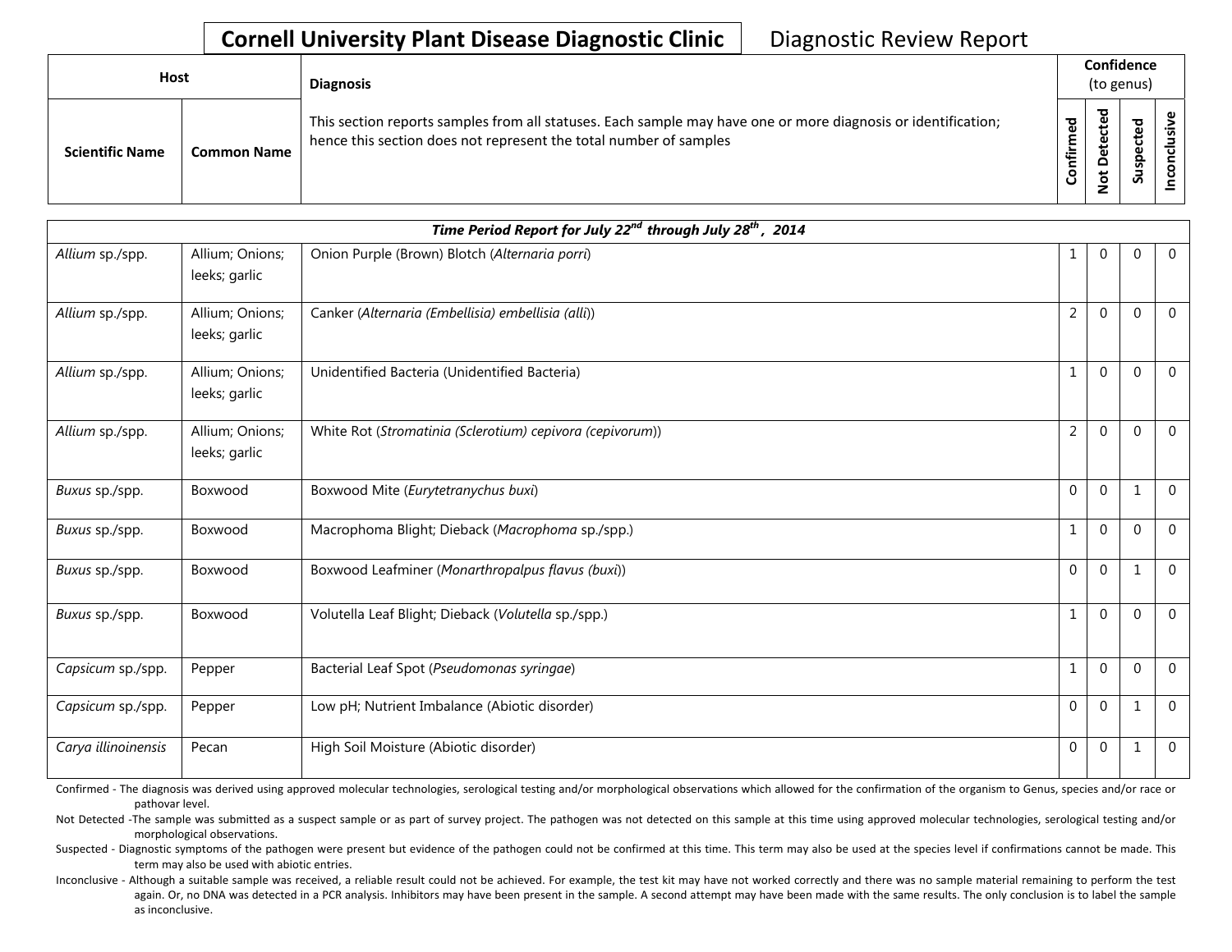# Cornell University Plant Disease Diagnostic Clinic — Diagnostic Review Report

| Host | | Diagnosis | Confidence (to genus) | | | |
|---|---|---|---|---|---|---|
| Scientific Name | Common Name | This section reports samples from all statuses. Each sample may have one or more diagnosis or identification; hence this section does not represent the total number of samples | Confirmed | Not Detected | Suspected | Inconclusive |

| *Time Period Report for July 22nd through July 28th, 2014* | | | | | | |
|---|---|---|---|---|---|---|
| *Allium* sp./spp. | Allium; Onions; leeks; garlic | Onion Purple (Brown) Blotch (*Alternaria porri*) | 1 | 0 | 0 | 0 |
| *Allium* sp./spp. | Allium; Onions; leeks; garlic | Canker (*Alternaria (Embellisia) embellisia (alli)*) | 2 | 0 | 0 | 0 |
| *Allium* sp./spp. | Allium; Onions; leeks; garlic | Unidentified Bacteria (Unidentified Bacteria) | 1 | 0 | 0 | 0 |
| *Allium* sp./spp. | Allium; Onions; leeks; garlic | White Rot (*Stromatinia (Sclerotium) cepivora (cepivorum)*) | 2 | 0 | 0 | 0 |
| *Buxus* sp./spp. | Boxwood | Boxwood Mite (*Eurytetranychus buxi*) | 0 | 0 | 1 | 0 |
| *Buxus* sp./spp. | Boxwood | Macrophoma Blight; Dieback (*Macrophoma* sp./spp.) | 1 | 0 | 0 | 0 |
| *Buxus* sp./spp. | Boxwood | Boxwood Leafminer (*Monarthropalpus flavus (buxi)*) | 0 | 0 | 1 | 0 |
| *Buxus* sp./spp. | Boxwood | Volutella Leaf Blight; Dieback (*Volutella* sp./spp.) | 1 | 0 | 0 | 0 |
| *Capsicum* sp./spp. | Pepper | Bacterial Leaf Spot (*Pseudomonas syringae*) | 1 | 0 | 0 | 0 |
| *Capsicum* sp./spp. | Pepper | Low pH; Nutrient Imbalance (Abiotic disorder) | 0 | 0 | 1 | 0 |
| *Carya illinoinensis* | Pecan | High Soil Moisture (Abiotic disorder) | 0 | 0 | 1 | 0 |

Confirmed - The diagnosis was derived using approved molecular technologies, serological testing and/or morphological observations which allowed for the confirmation of the organism to Genus, species and/or race or pathovar level.

Not Detected -The sample was submitted as a suspect sample or as part of survey project. The pathogen was not detected on this sample at this time using approved molecular technologies, serological testing and/or morphological observations.

Suspected - Diagnostic symptoms of the pathogen were present but evidence of the pathogen could not be confirmed at this time. This term may also be used at the species level if confirmations cannot be made. This term may also be used with abiotic entries.

Inconclusive - Although a suitable sample was received, a reliable result could not be achieved. For example, the test kit may have not worked correctly and there was no sample material remaining to perform the test again. Or, no DNA was detected in a PCR analysis. Inhibitors may have been present in the sample. A second attempt may have been made with the same results. The only conclusion is to label the sample as inconclusive.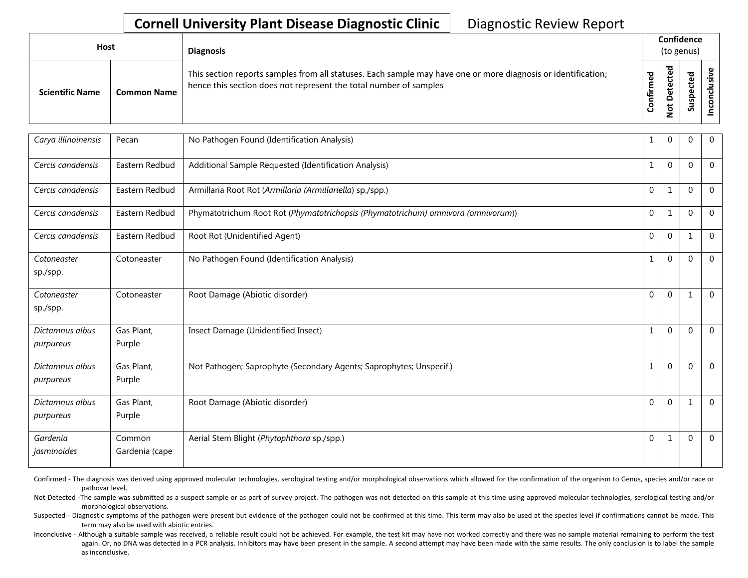# Cornell University Plant Disease Diagnostic Clinic

Diagnostic Review Report

| Host | | Diagnosis | Confidence (to genus) | | | |
|---|---|---|---|---|---|---|
| Scientific Name | Common Name | This section reports samples from all statuses. Each sample may have one or more diagnosis or identification; hence this section does not represent the total number of samples | Confirmed | Not Detected | Suspected | Inconclusive |
| *Carya illinoinensis* | Pecan | No Pathogen Found (Identification Analysis) | 1 | 0 | 0 | 0 |
| *Cercis canadensis* | Eastern Redbud | Additional Sample Requested (Identification Analysis) | 1 | 0 | 0 | 0 |
| *Cercis canadensis* | Eastern Redbud | Armillaria Root Rot (*Armillaria (Armillariella)* sp./spp.) | 0 | 1 | 0 | 0 |
| *Cercis canadensis* | Eastern Redbud | Phymatotrichum Root Rot (*Phymatotrichopsis (Phymatotrichum) omnivora (omnivorum)*) | 0 | 1 | 0 | 0 |
| *Cercis canadensis* | Eastern Redbud | Root Rot (Unidentified Agent) | 0 | 0 | 1 | 0 |
| *Cotoneaster* sp./spp. | Cotoneaster | No Pathogen Found (Identification Analysis) | 1 | 0 | 0 | 0 |
| *Cotoneaster* sp./spp. | Cotoneaster | Root Damage (Abiotic disorder) | 0 | 0 | 1 | 0 |
| *Dictamnus albus purpureus* | Gas Plant, Purple | Insect Damage (Unidentified Insect) | 1 | 0 | 0 | 0 |
| *Dictamnus albus purpureus* | Gas Plant, Purple | Not Pathogen; Saprophyte (Secondary Agents; Saprophytes; Unspecif.) | 1 | 0 | 0 | 0 |
| *Dictamnus albus purpureus* | Gas Plant, Purple | Root Damage (Abiotic disorder) | 0 | 0 | 1 | 0 |
| *Gardenia jasminoides* | Common Gardenia (cape | Aerial Stem Blight (*Phytophthora* sp./spp.) | 0 | 1 | 0 | 0 |

Confirmed - The diagnosis was derived using approved molecular technologies, serological testing and/or morphological observations which allowed for the confirmation of the organism to Genus, species and/or race or pathovar level.

Not Detected -The sample was submitted as a suspect sample or as part of survey project. The pathogen was not detected on this sample at this time using approved molecular technologies, serological testing and/or morphological observations.

Suspected - Diagnostic symptoms of the pathogen were present but evidence of the pathogen could not be confirmed at this time. This term may also be used at the species level if confirmations cannot be made. This term may also be used with abiotic entries.

Inconclusive - Although a suitable sample was received, a reliable result could not be achieved. For example, the test kit may have not worked correctly and there was no sample material remaining to perform the test again. Or, no DNA was detected in a PCR analysis. Inhibitors may have been present in the sample. A second attempt may have been made with the same results. The only conclusion is to label the sample as inconclusive.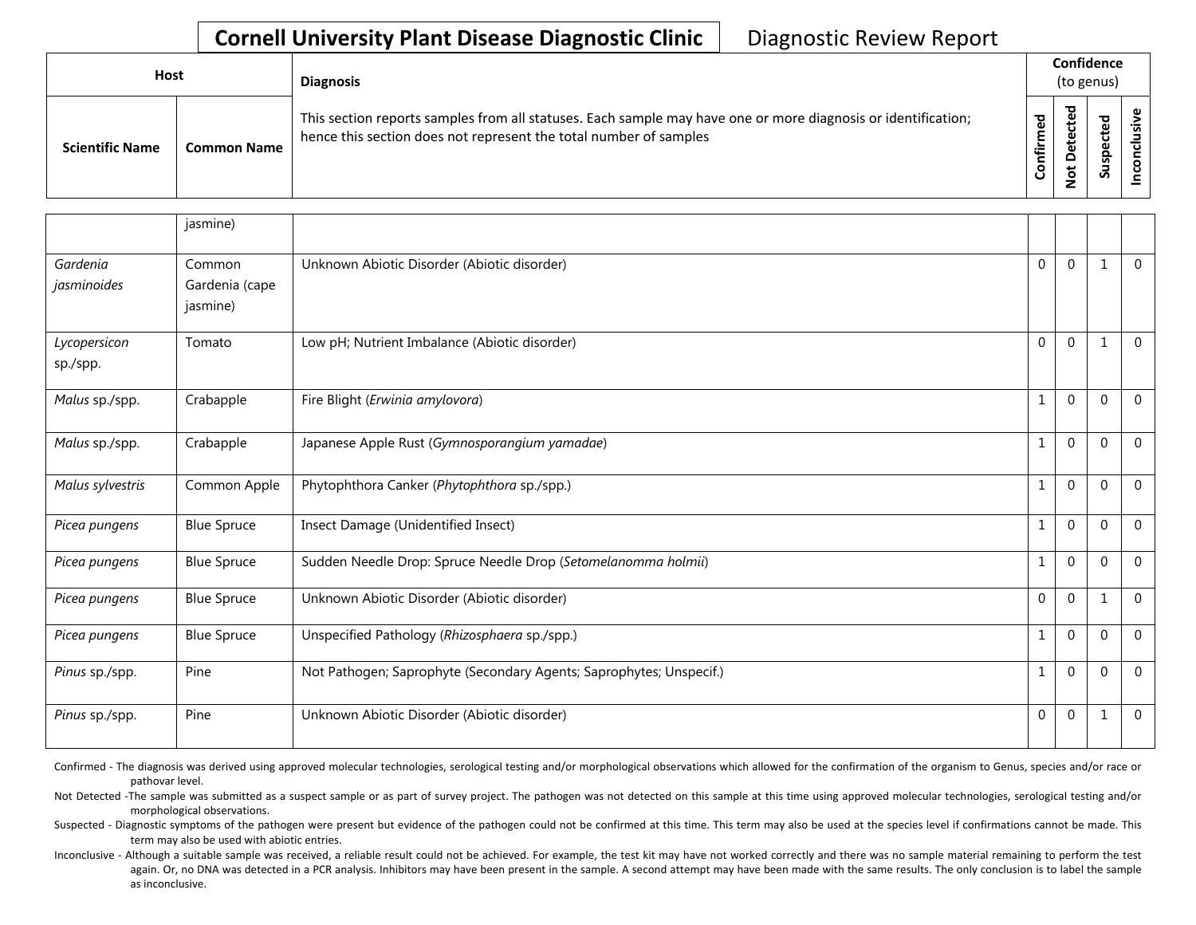**Cornell University Plant Disease Diagnostic Clinic** Diagnostic Review Report

| Host | | Diagnosis | Confidence (to genus) | | | |
|---|---|---|---|---|---|---|
| Scientific Name | Common Name | This section reports samples from all statuses. Each sample may have one or more diagnosis or identification; hence this section does not represent the total number of samples | Confirmed | Not Detected | Suspected | Inconclusive |
| | jasmine) | | | | | |
| *Gardenia jasminoides* | Common Gardenia (cape jasmine) | Unknown Abiotic Disorder (Abiotic disorder) | 0 | 0 | 1 | 0 |
| *Lycopersicon* sp./spp. | Tomato | Low pH; Nutrient Imbalance (Abiotic disorder) | 0 | 0 | 1 | 0 |
| *Malus* sp./spp. | Crabapple | Fire Blight (*Erwinia amylovora*) | 1 | 0 | 0 | 0 |
| *Malus* sp./spp. | Crabapple | Japanese Apple Rust (*Gymnosporangium yamadae*) | 1 | 0 | 0 | 0 |
| *Malus sylvestris* | Common Apple | Phytophthora Canker (*Phytophthora* sp./spp.) | 1 | 0 | 0 | 0 |
| *Picea pungens* | Blue Spruce | Insect Damage (Unidentified Insect) | 1 | 0 | 0 | 0 |
| *Picea pungens* | Blue Spruce | Sudden Needle Drop: Spruce Needle Drop (*Setomelanomma holmii*) | 1 | 0 | 0 | 0 |
| *Picea pungens* | Blue Spruce | Unknown Abiotic Disorder (Abiotic disorder) | 0 | 0 | 1 | 0 |
| *Picea pungens* | Blue Spruce | Unspecified Pathology (*Rhizosphaera* sp./spp.) | 1 | 0 | 0 | 0 |
| *Pinus* sp./spp. | Pine | Not Pathogen; Saprophyte (Secondary Agents; Saprophytes; Unspecif.) | 1 | 0 | 0 | 0 |
| *Pinus* sp./spp. | Pine | Unknown Abiotic Disorder (Abiotic disorder) | 0 | 0 | 1 | 0 |

Confirmed - The diagnosis was derived using approved molecular technologies, serological testing and/or morphological observations which allowed for the confirmation of the organism to Genus, species and/or race or pathovar level.

Not Detected -The sample was submitted as a suspect sample or as part of survey project. The pathogen was not detected on this sample at this time using approved molecular technologies, serological testing and/or morphological observations.

Suspected - Diagnostic symptoms of the pathogen were present but evidence of the pathogen could not be confirmed at this time. This term may also be used at the species level if confirmations cannot be made. This term may also be used with abiotic entries.

Inconclusive - Although a suitable sample was received, a reliable result could not be achieved. For example, the test kit may have not worked correctly and there was no sample material remaining to perform the test again. Or, no DNA was detected in a PCR analysis. Inhibitors may have been present in the sample. A second attempt may have been made with the same results. The only conclusion is to label the sample as inconclusive.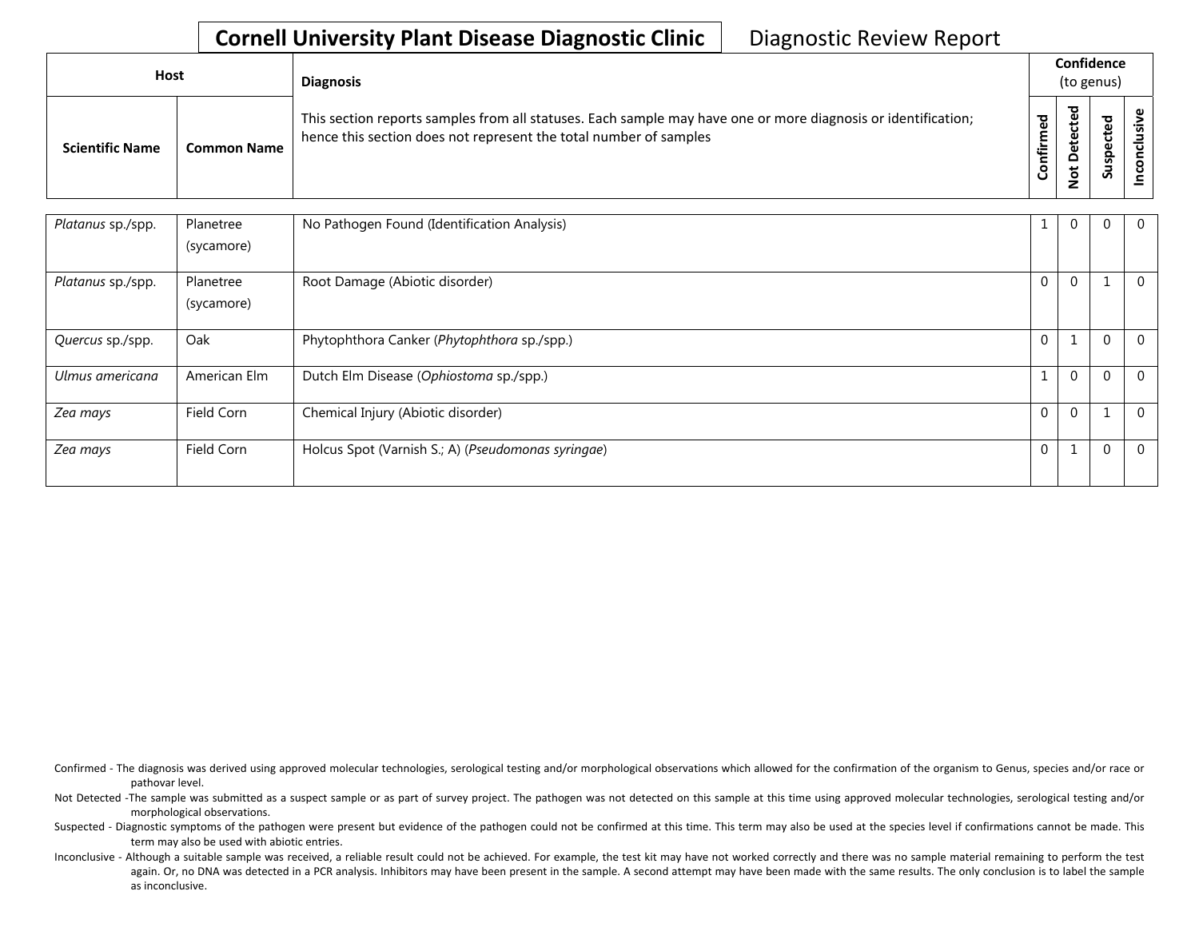**Cornell University Plant Disease Diagnostic Clinic** Diagnostic Review Report

| Host | | Diagnosis | Confidence (to genus) | | | |
|---|---|---|---|---|---|---|
| Scientific Name | Common Name | This section reports samples from all statuses. Each sample may have one or more diagnosis or identification; hence this section does not represent the total number of samples | Confirmed | Not Detected | Suspected | Inconclusive |
| *Platanus* sp./spp. | Planetree (sycamore) | No Pathogen Found (Identification Analysis) | 1 | 0 | 0 | 0 |
| *Platanus* sp./spp. | Planetree (sycamore) | Root Damage (Abiotic disorder) | 0 | 0 | 1 | 0 |
| *Quercus* sp./spp. | Oak | Phytophthora Canker (*Phytophthora* sp./spp.) | 0 | 1 | 0 | 0 |
| *Ulmus americana* | American Elm | Dutch Elm Disease (*Ophiostoma* sp./spp.) | 1 | 0 | 0 | 0 |
| *Zea mays* | Field Corn | Chemical Injury (Abiotic disorder) | 0 | 0 | 1 | 0 |
| *Zea mays* | Field Corn | Holcus Spot (Varnish S.; A) (*Pseudomonas syringae*) | 0 | 1 | 0 | 0 |

Confirmed - The diagnosis was derived using approved molecular technologies, serological testing and/or morphological observations which allowed for the confirmation of the organism to Genus, species and/or race or pathovar level.

Not Detected -The sample was submitted as a suspect sample or as part of survey project. The pathogen was not detected on this sample at this time using approved molecular technologies, serological testing and/or morphological observations.

Suspected - Diagnostic symptoms of the pathogen were present but evidence of the pathogen could not be confirmed at this time. This term may also be used at the species level if confirmations cannot be made. This term may also be used with abiotic entries.

Inconclusive - Although a suitable sample was received, a reliable result could not be achieved. For example, the test kit may have not worked correctly and there was no sample material remaining to perform the test again. Or, no DNA was detected in a PCR analysis. Inhibitors may have been present in the sample. A second attempt may have been made with the same results. The only conclusion is to label the sample as inconclusive.